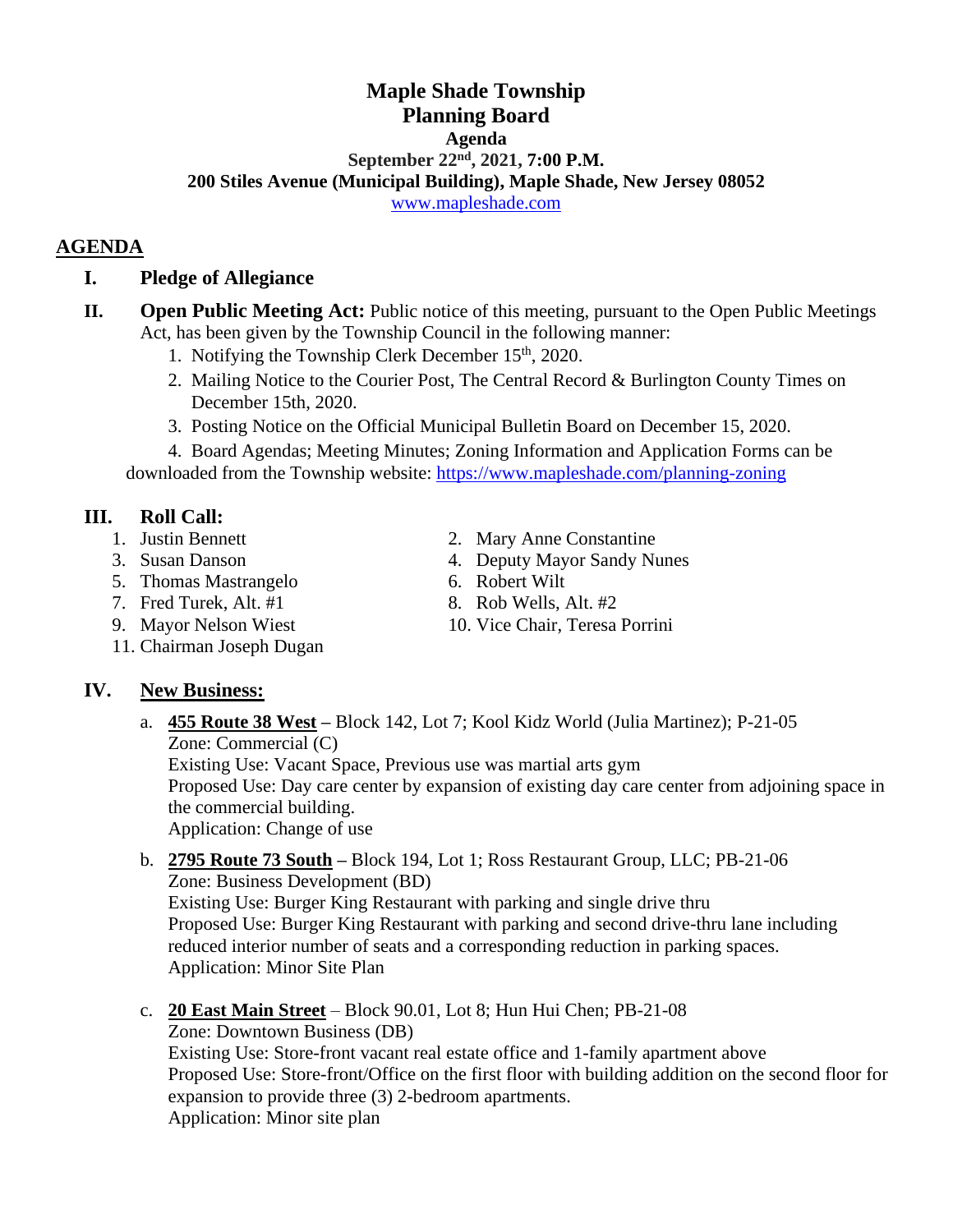# Maple Shade Township
# Planning Board
### Agenda
### September 22nd, 2021, 7:00 P.M.
### 200 Stiles Avenue (Municipal Building), Maple Shade, New Jersey 08052
www.mapleshade.com

## AGENDA

**I. Pledge of Allegiance**

**II. Open Public Meeting Act:** Public notice of this meeting, pursuant to the Open Public Meetings Act, has been given by the Township Council in the following manner:

1. Notifying the Township Clerk December 15th, 2020.
2. Mailing Notice to the Courier Post, The Central Record & Burlington County Times on December 15th, 2020.
3. Posting Notice on the Official Municipal Bulletin Board on December 15, 2020.
4. Board Agendas; Meeting Minutes; Zoning Information and Application Forms can be downloaded from the Township website: https://www.mapleshade.com/planning-zoning

**III. Roll Call:**

1. Justin Bennett
2. Mary Anne Constantine
3. Susan Danson
4. Deputy Mayor Sandy Nunes
5. Thomas Mastrangelo
6. Robert Wilt
7. Fred Turek, Alt. #1
8. Rob Wells, Alt. #2
9. Mayor Nelson Wiest
10. Vice Chair, Teresa Porrini
11. Chairman Joseph Dugan

**IV. New Business:**

a. **455 Route 38 West** – Block 142, Lot 7; Kool Kidz World (Julia Martinez); P-21-05
Zone: Commercial (C)
Existing Use: Vacant Space, Previous use was martial arts gym
Proposed Use: Day care center by expansion of existing day care center from adjoining space in the commercial building.
Application: Change of use

b. **2795 Route 73 South** – Block 194, Lot 1; Ross Restaurant Group, LLC; PB-21-06
Zone: Business Development (BD)
Existing Use: Burger King Restaurant with parking and single drive thru
Proposed Use: Burger King Restaurant with parking and second drive-thru lane including reduced interior number of seats and a corresponding reduction in parking spaces.
Application: Minor Site Plan

c. **20 East Main Street** – Block 90.01, Lot 8; Hun Hui Chen; PB-21-08
Zone: Downtown Business (DB)
Existing Use: Store-front vacant real estate office and 1-family apartment above
Proposed Use: Store-front/Office on the first floor with building addition on the second floor for expansion to provide three (3) 2-bedroom apartments.
Application: Minor site plan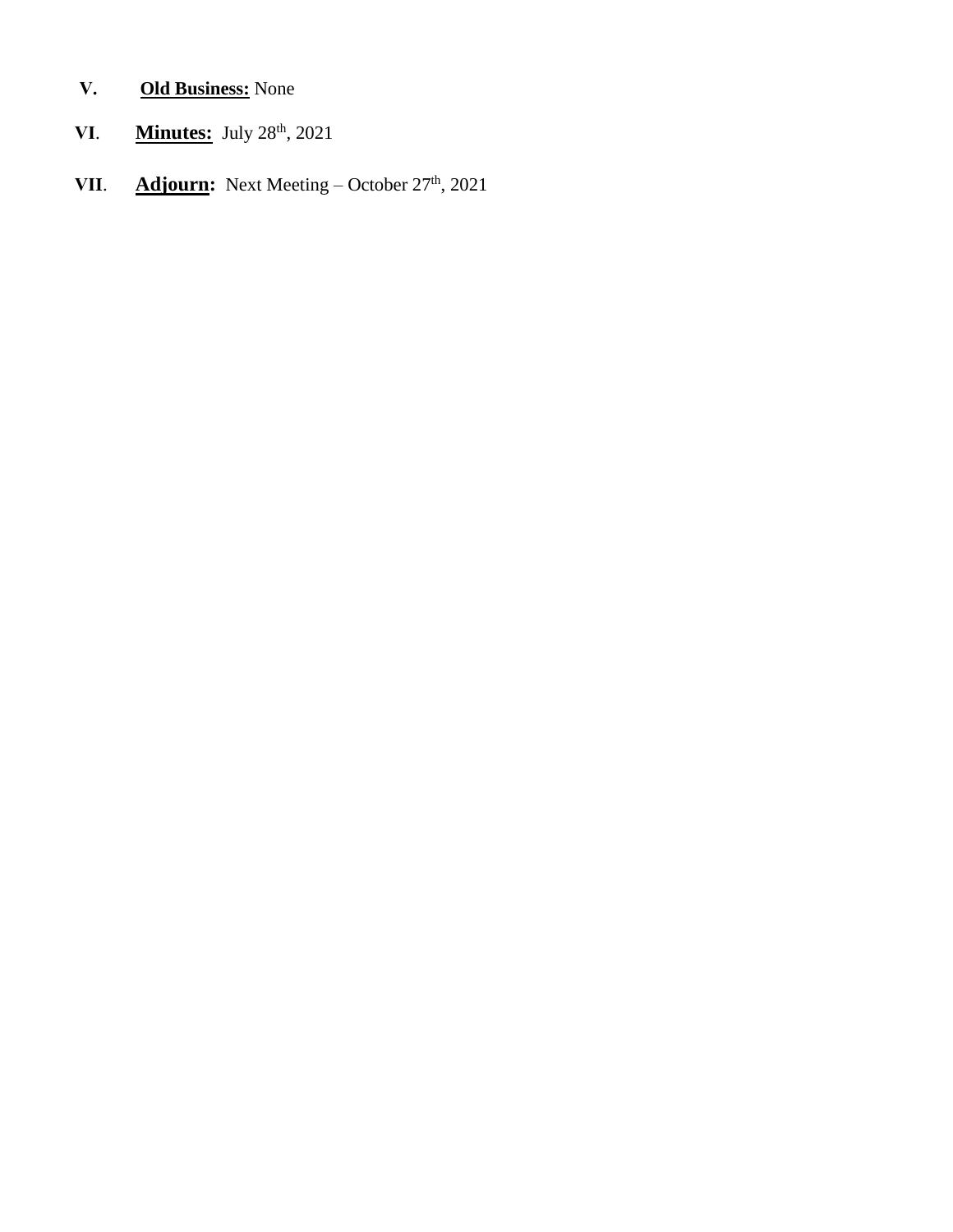**V.** **Old Business:** None

**VI**. **Minutes:** July 28th, 2021

**VII**. **Adjourn:** Next Meeting – October 27th, 2021